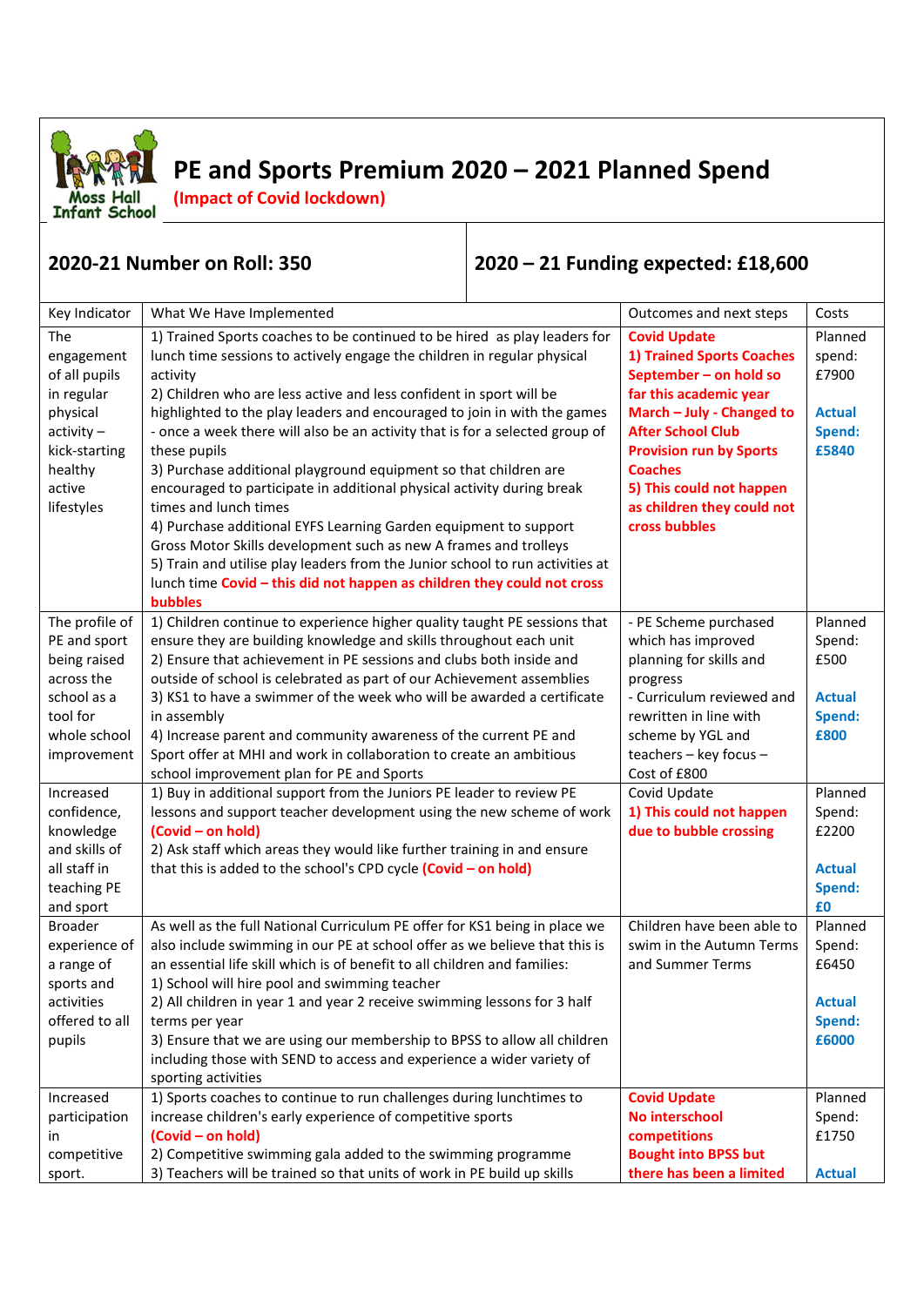# PE and Sports Premium 2020 – 2021 Planned Spend

**(Impact of Covid lockdown)**

Moss Hall Infant School

| **2020-21 Number on Roll: 350** | **2020 – 21 Funding expected: £18,600** |
|---|---|

| Key Indicator | What We Have Implemented | Outcomes and next steps | Costs |
|---|---|---|---|
| The engagement of all pupils in regular physical activity – kick-starting healthy active lifestyles | 1) Trained Sports coaches to be continued to be hired as play leaders for lunch time sessions to actively engage the children in regular physical activity<br>2) Children who are less active and less confident in sport will be highlighted to the play leaders and encouraged to join in with the games - once a week there will also be an activity that is for a selected group of these pupils<br>3) Purchase additional playground equipment so that children are encouraged to participate in additional physical activity during break times and lunch times<br>4) Purchase additional EYFS Learning Garden equipment to support Gross Motor Skills development such as new A frames and trolleys<br>5) Train and utilise play leaders from the Junior school to run activities at lunch time **Covid – this did not happen as children they could not cross bubbles** | **Covid Update**<br>**1) Trained Sports Coaches September – on hold so far this academic year March – July - Changed to After School Club Provision run by Sports Coaches**<br>**5) This could not happen as children they could not cross bubbles** | Planned spend: £7900<br><br>**Actual Spend: £5840** |
| The profile of PE and sport being raised across the school as a tool for whole school improvement | 1) Children continue to experience higher quality taught PE sessions that ensure they are building knowledge and skills throughout each unit<br>2) Ensure that achievement in PE sessions and clubs both inside and outside of school is celebrated as part of our Achievement assemblies<br>3) KS1 to have a swimmer of the week who will be awarded a certificate in assembly<br>4) Increase parent and community awareness of the current PE and Sport offer at MHI and work in collaboration to create an ambitious school improvement plan for PE and Sports | - PE Scheme purchased which has improved planning for skills and progress<br>- Curriculum reviewed and rewritten in line with scheme by YGL and teachers – key focus – Cost of £800 | Planned Spend: £500<br><br>**Actual Spend: £800** |
| Increased confidence, knowledge and skills of all staff in teaching PE and sport | 1) Buy in additional support from the Juniors PE leader to review PE lessons and support teacher development using the new scheme of work **(Covid – on hold)**<br>2) Ask staff which areas they would like further training in and ensure that this is added to the school's CPD cycle **(Covid – on hold)** | Covid Update<br>**1) This could not happen due to bubble crossing** | Planned Spend: £2200<br><br>**Actual Spend: £0** |
| Broader experience of a range of sports and activities offered to all pupils | As well as the full National Curriculum PE offer for KS1 being in place we also include swimming in our PE at school offer as we believe that this is an essential life skill which is of benefit to all children and families:<br>1) School will hire pool and swimming teacher<br>2) All children in year 1 and year 2 receive swimming lessons for 3 half terms per year<br>3) Ensure that we are using our membership to BPSS to allow all children including those with SEND to access and experience a wider variety of sporting activities | Children have been able to swim in the Autumn Terms and Summer Terms | Planned Spend: £6450<br><br>**Actual Spend: £6000** |
| Increased participation in competitive sport. | 1) Sports coaches to continue to run challenges during lunchtimes to increase children's early experience of competitive sports<br>**(Covid – on hold)**<br>2) Competitive swimming gala added to the swimming programme<br>3) Teachers will be trained so that units of work in PE build up skills | **Covid Update**<br>**No interschool competitions**<br>**Bought into BPSS but there has been a limited** | Planned Spend: £1750<br><br>**Actual** |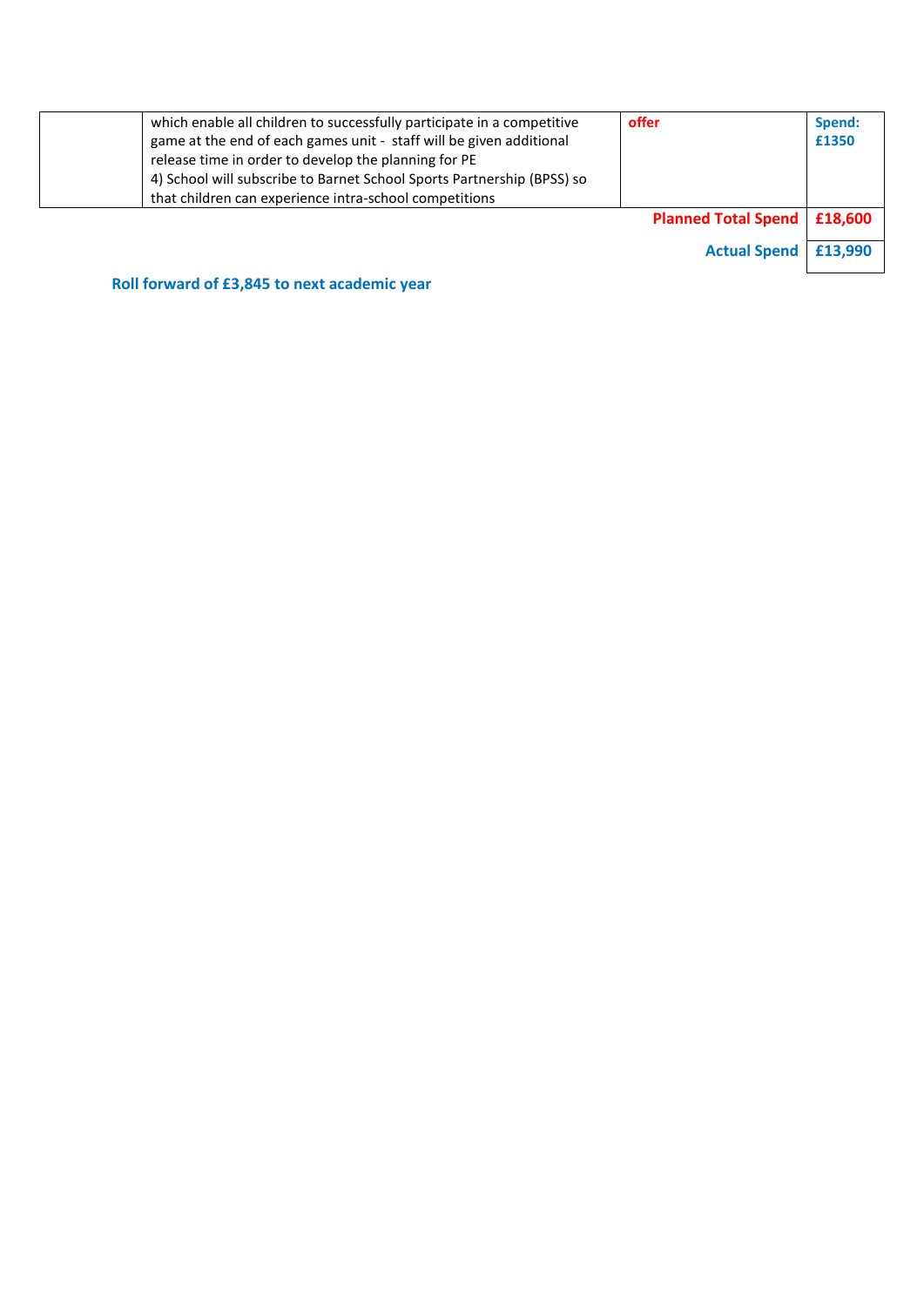| | | | |
|---|---|---|---|
| | which enable all children to successfully participate in a competitive game at the end of each games unit - staff will be given additional release time in order to develop the planning for PE<br>4) School will subscribe to Barnet School Sports Partnership (BPSS) so that children can experience intra-school competitions | **offer** | **Spend: £1350** |
| | | **Planned Total Spend** | **£18,600** |
| | | **Actual Spend** | **£13,990** |

**Roll forward of £3,845 to next academic year**